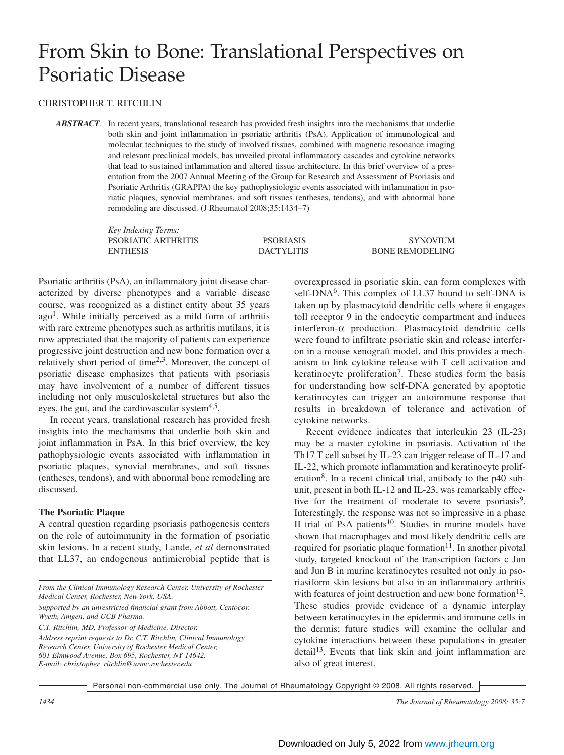# From Skin to Bone: Translational Perspectives on Psoriatic Disease

CHRISTOPHER T. RITCHLIN

***ABSTRACT***. In recent years, translational research has provided fresh insights into the mechanisms that underlie both skin and joint inflammation in psoriatic arthritis (PsA). Application of immunological and molecular techniques to the study of involved tissues, combined with magnetic resonance imaging and relevant preclinical models, has unveiled pivotal inflammatory cascades and cytokine networks that lead to sustained inflammation and altered tissue architecture. In this brief overview of a presentation from the 2007 Annual Meeting of the Group for Research and Assessment of Psoriasis and Psoriatic Arthritis (GRAPPA) the key pathophysiologic events associated with inflammation in psoriatic plaques, synovial membranes, and soft tissues (entheses, tendons), and with abnormal bone remodeling are discussed. (J Rheumatol 2008;35:1434–7)

*Key Indexing Terms:*
PSORIATIC ARTHRITIS, PSORIASIS, SYNOVIUM, ENTHESIS, DACTYLITIS, BONE REMODELING

Psoriatic arthritis (PsA), an inflammatory joint disease characterized by diverse phenotypes and a variable disease course, was recognized as a distinct entity about 35 years ago[1]. While initially perceived as a mild form of arthritis with rare extreme phenotypes such as arthritis mutilans, it is now appreciated that the majority of patients can experience progressive joint destruction and new bone formation over a relatively short period of time[2,3]. Moreover, the concept of psoriatic disease emphasizes that patients with psoriasis may have involvement of a number of different tissues including not only musculoskeletal structures but also the eyes, the gut, and the cardiovascular system[4,5].

In recent years, translational research has provided fresh insights into the mechanisms that underlie both skin and joint inflammation in PsA. In this brief overview, the key pathophysiologic events associated with inflammation in psoriatic plaques, synovial membranes, and soft tissues (entheses, tendons), and with abnormal bone remodeling are discussed.

## The Psoriatic Plaque

A central question regarding psoriasis pathogenesis centers on the role of autoimmunity in the formation of psoriatic skin lesions. In a recent study, Lande, *et al* demonstrated that LL37, an endogenous antimicrobial peptide that is overexpressed in psoriatic skin, can form complexes with self-DNA[6]. This complex of LL37 bound to self-DNA is taken up by plasmacytoid dendritic cells where it engages toll receptor 9 in the endocytic compartment and induces interferon-α production. Plasmacytoid dendritic cells were found to infiltrate psoriatic skin and release interferon in a mouse xenograft model, and this provides a mechanism to link cytokine release with T cell activation and keratinocyte proliferation[7]. These studies form the basis for understanding how self-DNA generated by apoptotic keratinocytes can trigger an autoimmune response that results in breakdown of tolerance and activation of cytokine networks.

Recent evidence indicates that interleukin 23 (IL-23) may be a master cytokine in psoriasis. Activation of the Th17 T cell subset by IL-23 can trigger release of IL-17 and IL-22, which promote inflammation and keratinocyte proliferation[8]. In a recent clinical trial, antibody to the p40 subunit, present in both IL-12 and IL-23, was remarkably effective for the treatment of moderate to severe psoriasis[9]. Interestingly, the response was not so impressive in a phase II trial of PsA patients[10]. Studies in murine models have shown that macrophages and most likely dendritic cells are required for psoriatic plaque formation[11]. In another pivotal study, targeted knockout of the transcription factors c Jun and Jun B in murine keratinocytes resulted not only in psoriasiform skin lesions but also in an inflammatory arthritis with features of joint destruction and new bone formation[12]. These studies provide evidence of a dynamic interplay between keratinocytes in the epidermis and immune cells in the dermis; future studies will examine the cellular and cytokine interactions between these populations in greater detail[13]. Events that link skin and joint inflammation are also of great interest.

*From the Clinical Immunology Research Center, University of Rochester Medical Center, Rochester, New York, USA.*

*Supported by an unrestricted financial grant from Abbott, Centocor, Wyeth, Amgen, and UCB Pharma.*

*C.T. Ritchlin, MD, Professor of Medicine, Director.*

*Address reprint requests to Dr. C.T. Ritchlin, Clinical Immunology Research Center, University of Rochester Medical Center, 601 Elmwood Avenue, Box 695, Rochester, NY 14642. E-mail: christopher_ritchlin@urmc.rochester.edu*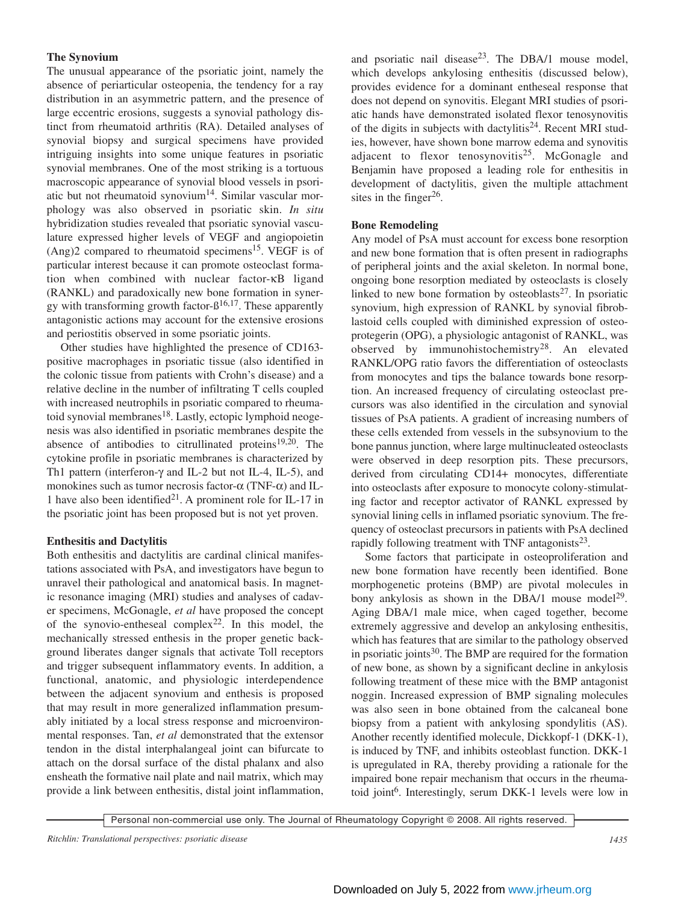### The Synovium

The unusual appearance of the psoriatic joint, namely the absence of periarticular osteopenia, the tendency for a ray distribution in an asymmetric pattern, and the presence of large eccentric erosions, suggests a synovial pathology distinct from rheumatoid arthritis (RA). Detailed analyses of synovial biopsy and surgical specimens have provided intriguing insights into some unique features in psoriatic synovial membranes. One of the most striking is a tortuous macroscopic appearance of synovial blood vessels in psoriatic but not rheumatoid synovium[14]. Similar vascular morphology was also observed in psoriatic skin. *In situ* hybridization studies revealed that psoriatic synovial vasculature expressed higher levels of VEGF and angiopoietin (Ang)2 compared to rheumatoid specimens[15]. VEGF is of particular interest because it can promote osteoclast formation when combined with nuclear factor-κB ligand (RANKL) and paradoxically new bone formation in synergy with transforming growth factor-ß[16,17]. These apparently antagonistic actions may account for the extensive erosions and periostitis observed in some psoriatic joints.

Other studies have highlighted the presence of CD163-positive macrophages in psoriatic tissue (also identified in the colonic tissue from patients with Crohn's disease) and a relative decline in the number of infiltrating T cells coupled with increased neutrophils in psoriatic compared to rheumatoid synovial membranes[18]. Lastly, ectopic lymphoid neogenesis was also identified in psoriatic membranes despite the absence of antibodies to citrullinated proteins[19,20]. The cytokine profile in psoriatic membranes is characterized by Th1 pattern (interferon-γ and IL-2 but not IL-4, IL-5), and monokines such as tumor necrosis factor-α (TNF-α) and IL-1 have also been identified[21]. A prominent role for IL-17 in the psoriatic joint has been proposed but is not yet proven.

### Enthesitis and Dactylitis

Both enthesitis and dactylitis are cardinal clinical manifestations associated with PsA, and investigators have begun to unravel their pathological and anatomical basis. In magnetic resonance imaging (MRI) studies and analyses of cadaver specimens, McGonagle, *et al* have proposed the concept of the synovio-entheseal complex[22]. In this model, the mechanically stressed enthesis in the proper genetic background liberates danger signals that activate Toll receptors and trigger subsequent inflammatory events. In addition, a functional, anatomic, and physiologic interdependence between the adjacent synovium and enthesis is proposed that may result in more generalized inflammation presumably initiated by a local stress response and microenvironmental responses. Tan, *et al* demonstrated that the extensor tendon in the distal interphalangeal joint can bifurcate to attach on the dorsal surface of the distal phalanx and also ensheath the formative nail plate and nail matrix, which may provide a link between enthesitis, distal joint inflammation, and psoriatic nail disease[23]. The DBA/1 mouse model, which develops ankylosing enthesitis (discussed below), provides evidence for a dominant entheseal response that does not depend on synovitis. Elegant MRI studies of psoriatic hands have demonstrated isolated flexor tenosynovitis of the digits in subjects with dactylitis[24]. Recent MRI studies, however, have shown bone marrow edema and synovitis adjacent to flexor tenosynovitis[25]. McGonagle and Benjamin have proposed a leading role for enthesitis in development of dactylitis, given the multiple attachment sites in the finger[26].

### Bone Remodeling

Any model of PsA must account for excess bone resorption and new bone formation that is often present in radiographs of peripheral joints and the axial skeleton. In normal bone, ongoing bone resorption mediated by osteoclasts is closely linked to new bone formation by osteoblasts[27]. In psoriatic synovium, high expression of RANKL by synovial fibroblastoid cells coupled with diminished expression of osteoprotegerin (OPG), a physiologic antagonist of RANKL, was observed by immunohistochemistry[28]. An elevated RANKL/OPG ratio favors the differentiation of osteoclasts from monocytes and tips the balance towards bone resorption. An increased frequency of circulating osteoclast precursors was also identified in the circulation and synovial tissues of PsA patients. A gradient of increasing numbers of these cells extended from vessels in the subsynovium to the bone pannus junction, where large multinucleated osteoclasts were observed in deep resorption pits. These precursors, derived from circulating CD14+ monocytes, differentiate into osteoclasts after exposure to monocyte colony-stimulating factor and receptor activator of RANKL expressed by synovial lining cells in inflamed psoriatic synovium. The frequency of osteoclast precursors in patients with PsA declined rapidly following treatment with TNF antagonists[23].

Some factors that participate in osteoproliferation and new bone formation have recently been identified. Bone morphogenetic proteins (BMP) are pivotal molecules in bony ankylosis as shown in the DBA/1 mouse model[29]. Aging DBA/1 male mice, when caged together, become extremely aggressive and develop an ankylosing enthesitis, which has features that are similar to the pathology observed in psoriatic joints[30]. The BMP are required for the formation of new bone, as shown by a significant decline in ankylosis following treatment of these mice with the BMP antagonist noggin. Increased expression of BMP signaling molecules was also seen in bone obtained from the calcaneal bone biopsy from a patient with ankylosing spondylitis (AS). Another recently identified molecule, Dickkopf-1 (DKK-1), is induced by TNF, and inhibits osteoblast function. DKK-1 is upregulated in RA, thereby providing a rationale for the impaired bone repair mechanism that occurs in the rheumatoid joint[6]. Interestingly, serum DKK-1 levels were low in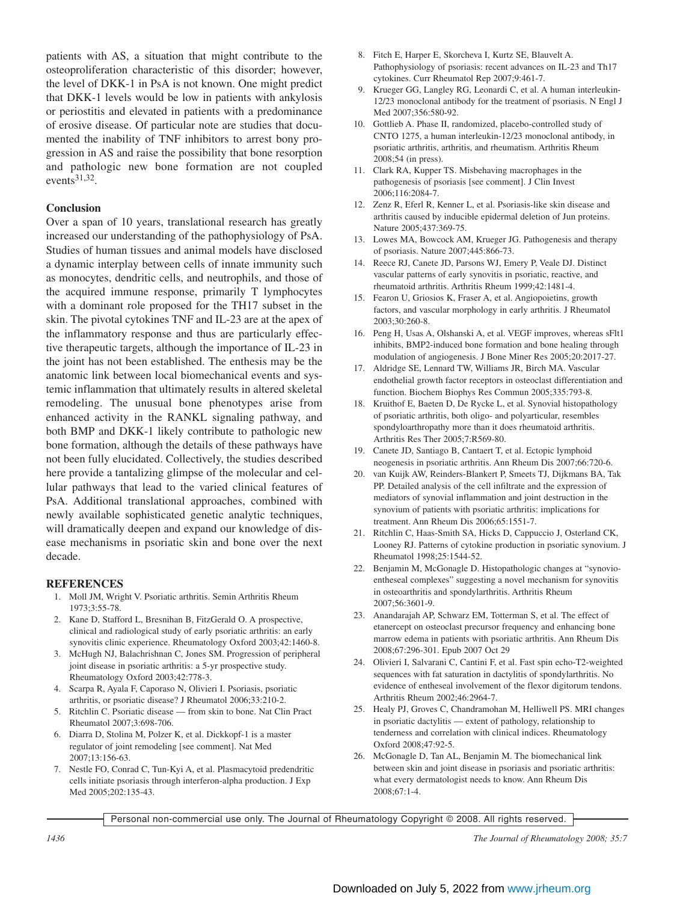patients with AS, a situation that might contribute to the osteoproliferation characteristic of this disorder; however, the level of DKK-1 in PsA is not known. One might predict that DKK-1 levels would be low in patients with ankylosis or periostitis and elevated in patients with a predominance of erosive disease. Of particular note are studies that documented the inability of TNF inhibitors to arrest bony progression in AS and raise the possibility that bone resorption and pathologic new bone formation are not coupled events[31,32].

## Conclusion

Over a span of 10 years, translational research has greatly increased our understanding of the pathophysiology of PsA. Studies of human tissues and animal models have disclosed a dynamic interplay between cells of innate immunity such as monocytes, dendritic cells, and neutrophils, and those of the acquired immune response, primarily T lymphocytes with a dominant role proposed for the TH17 subset in the skin. The pivotal cytokines TNF and IL-23 are at the apex of the inflammatory response and thus are particularly effective therapeutic targets, although the importance of IL-23 in the joint has not been established. The enthesis may be the anatomic link between local biomechanical events and systemic inflammation that ultimately results in altered skeletal remodeling. The unusual bone phenotypes arise from enhanced activity in the RANKL signaling pathway, and both BMP and DKK-1 likely contribute to pathologic new bone formation, although the details of these pathways have not been fully elucidated. Collectively, the studies described here provide a tantalizing glimpse of the molecular and cellular pathways that lead to the varied clinical features of PsA. Additional translational approaches, combined with newly available sophisticated genetic analytic techniques, will dramatically deepen and expand our knowledge of disease mechanisms in psoriatic skin and bone over the next decade.

## REFERENCES

1. Moll JM, Wright V. Psoriatic arthritis. Semin Arthritis Rheum 1973;3:55-78.
2. Kane D, Stafford L, Bresnihan B, FitzGerald O. A prospective, clinical and radiological study of early psoriatic arthritis: an early synovitis clinic experience. Rheumatology Oxford 2003;42:1460-8.
3. McHugh NJ, Balachrishnan C, Jones SM. Progression of peripheral joint disease in psoriatic arthritis: a 5-yr prospective study. Rheumatology Oxford 2003;42:778-3.
4. Scarpa R, Ayala F, Caporaso N, Olivieri I. Psoriasis, psoriatic arthritis, or psoriatic disease? J Rheumatol 2006;33:210-2.
5. Ritchlin C. Psoriatic disease — from skin to bone. Nat Clin Pract Rheumatol 2007;3:698-706.
6. Diarra D, Stolina M, Polzer K, et al. Dickkopf-1 is a master regulator of joint remodeling [see comment]. Nat Med 2007;13:156-63.
7. Nestle FO, Conrad C, Tun-Kyi A, et al. Plasmacytoid predendritic cells initiate psoriasis through interferon-alpha production. J Exp Med 2005;202:135-43.
8. Fitch E, Harper E, Skorcheva I, Kurtz SE, Blauvelt A. Pathophysiology of psoriasis: recent advances on IL-23 and Th17 cytokines. Curr Rheumatol Rep 2007;9:461-7.
9. Krueger GG, Langley RG, Leonardi C, et al. A human interleukin-12/23 monoclonal antibody for the treatment of psoriasis. N Engl J Med 2007;356:580-92.
10. Gottlieb A. Phase II, randomized, placebo-controlled study of CNTO 1275, a human interleukin-12/23 monoclonal antibody, in psoriatic arthritis, arthritis, and rheumatism. Arthritis Rheum 2008;54 (in press).
11. Clark RA, Kupper TS. Misbehaving macrophages in the pathogenesis of psoriasis [see comment]. J Clin Invest 2006;116:2084-7.
12. Zenz R, Eferl R, Kenner L, et al. Psoriasis-like skin disease and arthritis caused by inducible epidermal deletion of Jun proteins. Nature 2005;437:369-75.
13. Lowes MA, Bowcock AM, Krueger JG. Pathogenesis and therapy of psoriasis. Nature 2007;445:866-73.
14. Reece RJ, Canete JD, Parsons WJ, Emery P, Veale DJ. Distinct vascular patterns of early synovitis in psoriatic, reactive, and rheumatoid arthritis. Arthritis Rheum 1999;42:1481-4.
15. Fearon U, Griosios K, Fraser A, et al. Angiopoietins, growth factors, and vascular morphology in early arthritis. J Rheumatol 2003;30:260-8.
16. Peng H, Usas A, Olshanski A, et al. VEGF improves, whereas sFlt1 inhibits, BMP2-induced bone formation and bone healing through modulation of angiogenesis. J Bone Miner Res 2005;20:2017-27.
17. Aldridge SE, Lennard TW, Williams JR, Birch MA. Vascular endothelial growth factor receptors in osteoclast differentiation and function. Biochem Biophys Res Commun 2005;335:793-8.
18. Kruithof E, Baeten D, De Rycke L, et al. Synovial histopathology of psoriatic arthritis, both oligo- and polyarticular, resembles spondyloarthropathy more than it does rheumatoid arthritis. Arthritis Res Ther 2005;7:R569-80.
19. Canete JD, Santiago B, Cantaert T, et al. Ectopic lymphoid neogenesis in psoriatic arthritis. Ann Rheum Dis 2007;66:720-6.
20. van Kuijk AW, Reinders-Blankert P, Smeets TJ, Dijkmans BA, Tak PP. Detailed analysis of the cell infiltrate and the expression of mediators of synovial inflammation and joint destruction in the synovium of patients with psoriatic arthritis: implications for treatment. Ann Rheum Dis 2006;65:1551-7.
21. Ritchlin C, Haas-Smith SA, Hicks D, Cappuccio J, Osterland CK, Looney RJ. Patterns of cytokine production in psoriatic synovium. J Rheumatol 1998;25:1544-52.
22. Benjamin M, McGonagle D. Histopathologic changes at "synovio-entheseal complexes" suggesting a novel mechanism for synovitis in osteoarthritis and spondylarthritis. Arthritis Rheum 2007;56:3601-9.
23. Anandarajah AP, Schwarz EM, Totterman S, et al. The effect of etanercept on osteoclast precursor frequency and enhancing bone marrow edema in patients with psoriatic arthritis. Ann Rheum Dis 2008;67:296-301. Epub 2007 Oct 29
24. Olivieri I, Salvarani C, Cantini F, et al. Fast spin echo-T2-weighted sequences with fat saturation in dactylitis of spondylarthritis. No evidence of entheseal involvement of the flexor digitorum tendons. Arthritis Rheum 2002;46:2964-7.
25. Healy PJ, Groves C, Chandramohan M, Helliwell PS. MRI changes in psoriatic dactylitis — extent of pathology, relationship to tenderness and correlation with clinical indices. Rheumatology Oxford 2008;47:92-5.
26. McGonagle D, Tan AL, Benjamin M. The biomechanical link between skin and joint disease in psoriasis and psoriatic arthritis: what every dermatologist needs to know. Ann Rheum Dis 2008;67:1-4.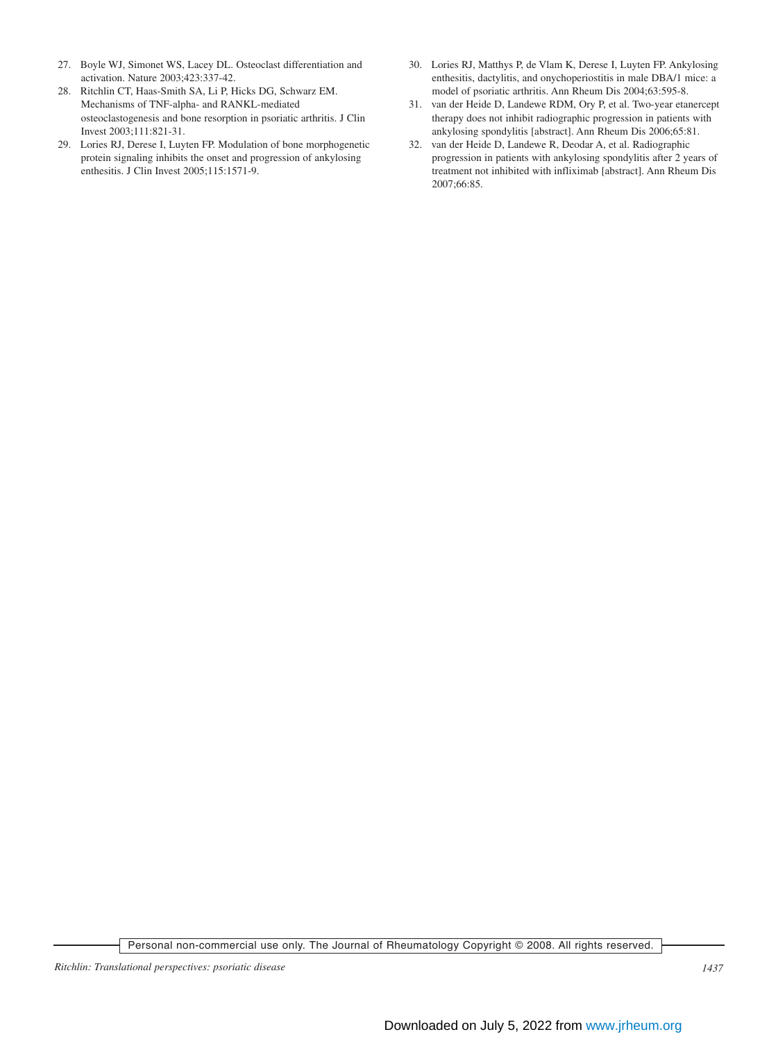27. Boyle WJ, Simonet WS, Lacey DL. Osteoclast differentiation and activation. Nature 2003;423:337-42.
28. Ritchlin CT, Haas-Smith SA, Li P, Hicks DG, Schwarz EM. Mechanisms of TNF-alpha- and RANKL-mediated osteoclastogenesis and bone resorption in psoriatic arthritis. J Clin Invest 2003;111:821-31.
29. Lories RJ, Derese I, Luyten FP. Modulation of bone morphogenetic protein signaling inhibits the onset and progression of ankylosing enthesitis. J Clin Invest 2005;115:1571-9.
30. Lories RJ, Matthys P, de Vlam K, Derese I, Luyten FP. Ankylosing enthesitis, dactylitis, and onychoperiostitis in male DBA/1 mice: a model of psoriatic arthritis. Ann Rheum Dis 2004;63:595-8.
31. van der Heide D, Landewe RDM, Ory P, et al. Two-year etanercept therapy does not inhibit radiographic progression in patients with ankylosing spondylitis [abstract]. Ann Rheum Dis 2006;65:81.
32. van der Heide D, Landewe R, Deodar A, et al. Radiographic progression in patients with ankylosing spondylitis after 2 years of treatment not inhibited with infliximab [abstract]. Ann Rheum Dis 2007;66:85.